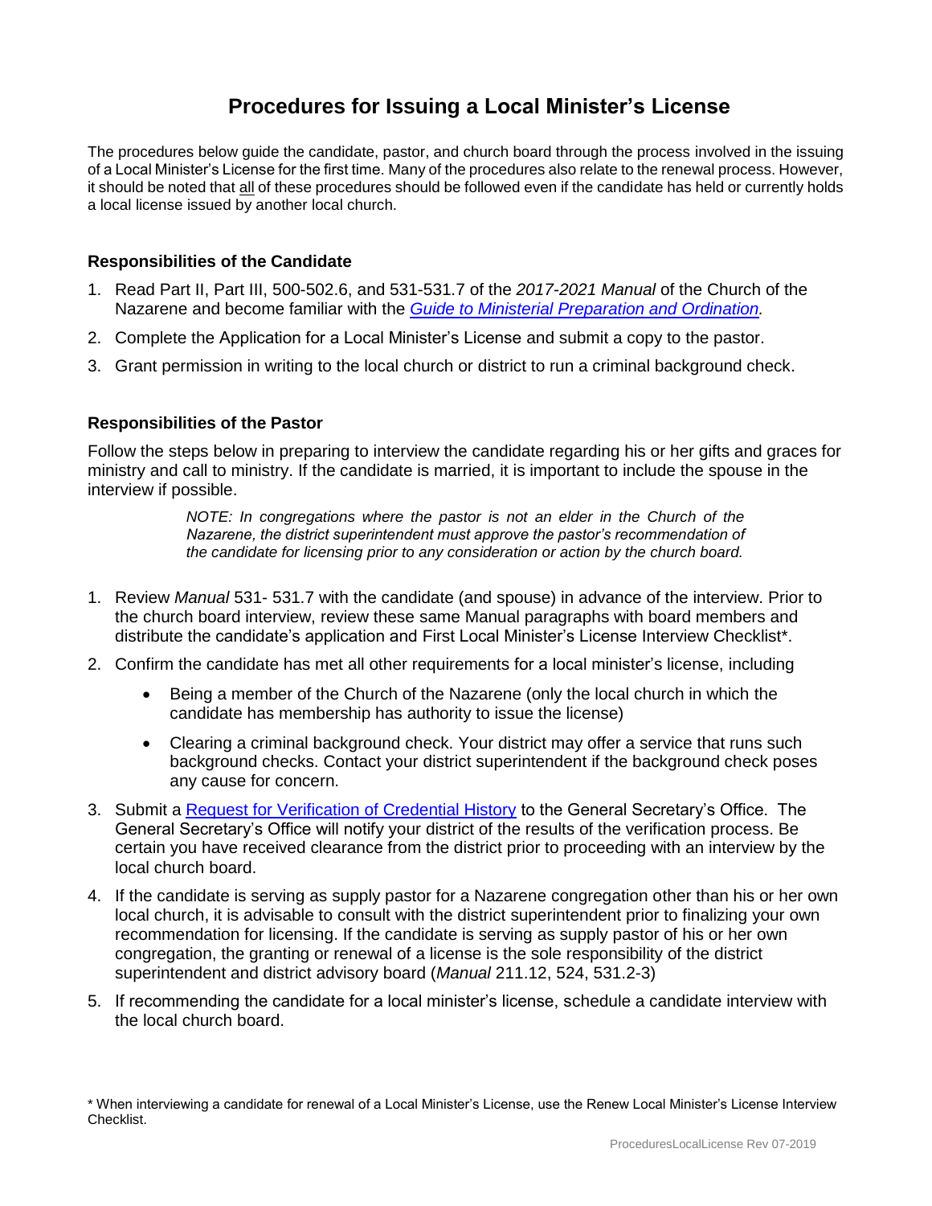# Procedures for Issuing a Local Minister's License

The procedures below guide the candidate, pastor, and church board through the process involved in the issuing of a Local Minister's License for the first time. Many of the procedures also relate to the renewal process. However, it should be noted that all of these procedures should be followed even if the candidate has held or currently holds a local license issued by another local church.

### Responsibilities of the Candidate

1. Read Part II, Part III, 500-502.6, and 531-531.7 of the *2017-2021 Manual* of the Church of the Nazarene and become familiar with the *Guide to Ministerial Preparation and Ordination.*
2. Complete the Application for a Local Minister's License and submit a copy to the pastor.
3. Grant permission in writing to the local church or district to run a criminal background check.

### Responsibilities of the Pastor

Follow the steps below in preparing to interview the candidate regarding his or her gifts and graces for ministry and call to ministry. If the candidate is married, it is important to include the spouse in the interview if possible.

> *NOTE: In congregations where the pastor is not an elder in the Church of the Nazarene, the district superintendent must approve the pastor's recommendation of the candidate for licensing prior to any consideration or action by the church board.*

1. Review *Manual* 531- 531.7 with the candidate (and spouse) in advance of the interview. Prior to the church board interview, review these same Manual paragraphs with board members and distribute the candidate's application and First Local Minister's License Interview Checklist*.
2. Confirm the candidate has met all other requirements for a local minister's license, including
   - Being a member of the Church of the Nazarene (only the local church in which the candidate has membership has authority to issue the license)
   - Clearing a criminal background check. Your district may offer a service that runs such background checks. Contact your district superintendent if the background check poses any cause for concern.
3. Submit a Request for Verification of Credential History to the General Secretary's Office. The General Secretary's Office will notify your district of the results of the verification process. Be certain you have received clearance from the district prior to proceeding with an interview by the local church board.
4. If the candidate is serving as supply pastor for a Nazarene congregation other than his or her own local church, it is advisable to consult with the district superintendent prior to finalizing your own recommendation for licensing. If the candidate is serving as supply pastor of his or her own congregation, the granting or renewal of a license is the sole responsibility of the district superintendent and district advisory board (*Manual* 211.12, 524, 531.2-3)
5. If recommending the candidate for a local minister's license, schedule a candidate interview with the local church board.

\* When interviewing a candidate for renewal of a Local Minister's License, use the Renew Local Minister's License Interview Checklist.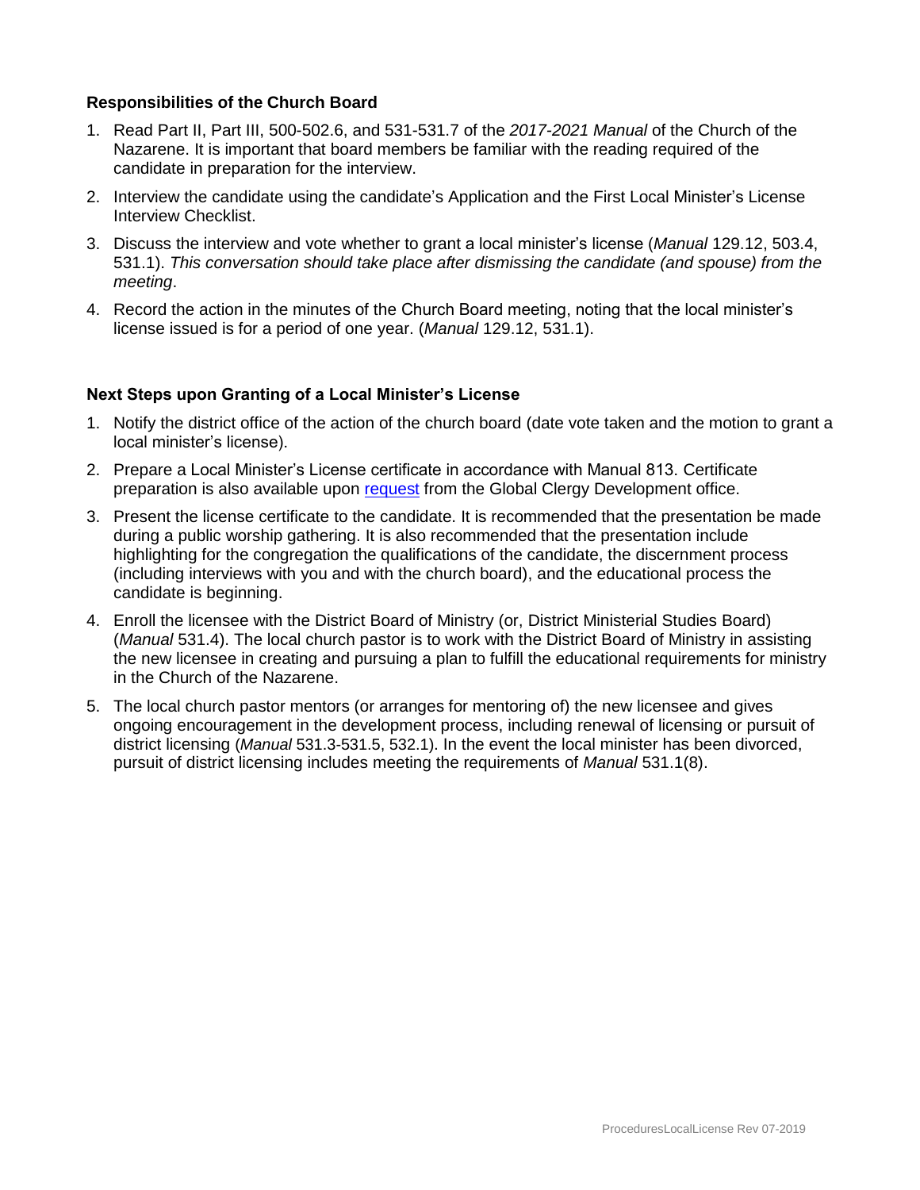### Responsibilities of the Church Board

1. Read Part II, Part III, 500-502.6, and 531-531.7 of the *2017-2021 Manual* of the Church of the Nazarene. It is important that board members be familiar with the reading required of the candidate in preparation for the interview.
2. Interview the candidate using the candidate's Application and the First Local Minister's License Interview Checklist.
3. Discuss the interview and vote whether to grant a local minister's license (*Manual* 129.12, 503.4, 531.1). *This conversation should take place after dismissing the candidate (and spouse) from the meeting*.
4. Record the action in the minutes of the Church Board meeting, noting that the local minister's license issued is for a period of one year. (*Manual* 129.12, 531.1).

### Next Steps upon Granting of a Local Minister's License

1. Notify the district office of the action of the church board (date vote taken and the motion to grant a local minister's license).
2. Prepare a Local Minister's License certificate in accordance with Manual 813. Certificate preparation is also available upon request from the Global Clergy Development office.
3. Present the license certificate to the candidate. It is recommended that the presentation be made during a public worship gathering. It is also recommended that the presentation include highlighting for the congregation the qualifications of the candidate, the discernment process (including interviews with you and with the church board), and the educational process the candidate is beginning.
4. Enroll the licensee with the District Board of Ministry (or, District Ministerial Studies Board) (*Manual* 531.4). The local church pastor is to work with the District Board of Ministry in assisting the new licensee in creating and pursuing a plan to fulfill the educational requirements for ministry in the Church of the Nazarene.
5. The local church pastor mentors (or arranges for mentoring of) the new licensee and gives ongoing encouragement in the development process, including renewal of licensing or pursuit of district licensing (*Manual* 531.3-531.5, 532.1). In the event the local minister has been divorced, pursuit of district licensing includes meeting the requirements of *Manual* 531.1(8).